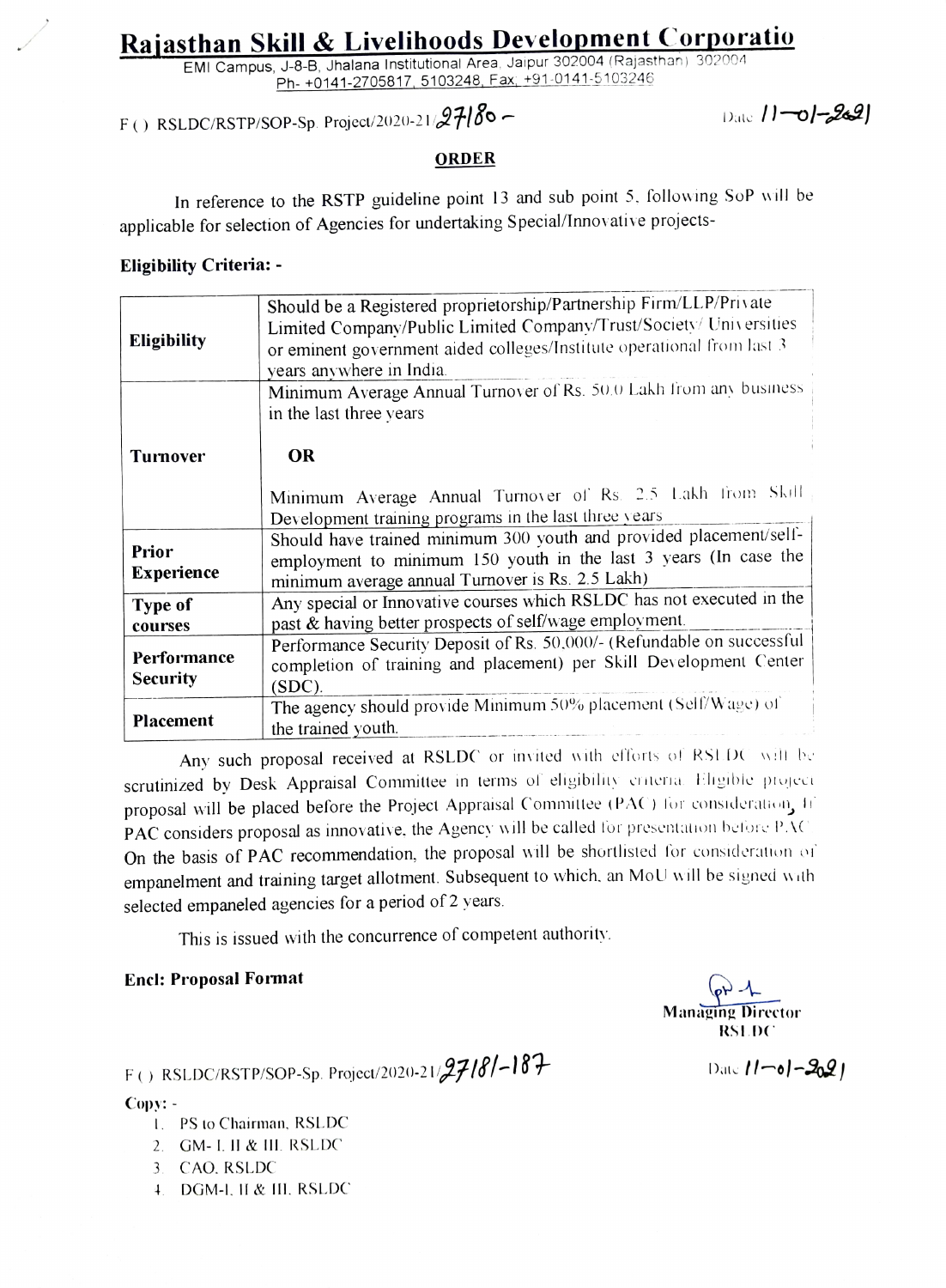# Rajasthan Skill & Livelihoods Development Corporatio

EMI Campus, J-8-B, Jhalana Institutional Area, Jaipur 302004 (Rajasthan) 302004
Ph- +0141-2705817, 5103248, Fax: +91-0141-5103246

F ( ) RSLDC/RSTP/SOP-Sp. Project/2020-21/27180 – Date 11-01-2021

## ORDER

In reference to the RSTP guideline point 13 and sub point 5, following SoP will be applicable for selection of Agencies for undertaking Special/Innovative projects-

**Eligibility Criteria: -**

| | |
|---|---|
| **Eligibility** | Should be a Registered proprietorship/Partnership Firm/LLP/Private Limited Company/Public Limited Company/Trust/Society/ Universities or eminent government aided colleges/Institute operational from last 3 years anywhere in India. |
| **Turnover** | Minimum Average Annual Turnover of Rs. 50.0 Lakh from any business in the last three years<br><br>**OR**<br><br>Minimum Average Annual Turnover of Rs. 2.5 Lakh from Skill Development training programs in the last three years |
| **Prior Experience** | Should have trained minimum 300 youth and provided placement/self-employment to minimum 150 youth in the last 3 years (In case the minimum average annual Turnover is Rs. 2.5 Lakh) |
| **Type of courses** | Any special or Innovative courses which RSLDC has not executed in the past & having better prospects of self/wage employment. |
| **Performance Security** | Performance Security Deposit of Rs. 50,000/- (Refundable on successful completion of training and placement) per Skill Development Center (SDC). |
| **Placement** | The agency should provide Minimum 50% placement (Self/Wage) of the trained youth. |

Any such proposal received at RSLDC or invited with efforts of RSLDC will be scrutinized by Desk Appraisal Committee in terms of eligibility criteria. Eligible project proposal will be placed before the Project Appraisal Committee (PAC) for consideration. If PAC considers proposal as innovative, the Agency will be called for presentation before PAC. On the basis of PAC recommendation, the proposal will be shortlisted for consideration of empanelment and training target allotment. Subsequent to which, an MoU will be signed with selected empaneled agencies for a period of 2 years.

This is issued with the concurrence of competent authority.

**Encl: Proposal Format**

**Managing Director**
**RSLDC**

F ( ) RSLDC/RSTP/SOP-Sp. Project/2020-21/27181-187 Date 11-01-2021

**Copy: -**

1. PS to Chairman, RSLDC
2. GM- I, II & III, RSLDC
3. CAO, RSLDC
4. DGM-I, II & III, RSLDC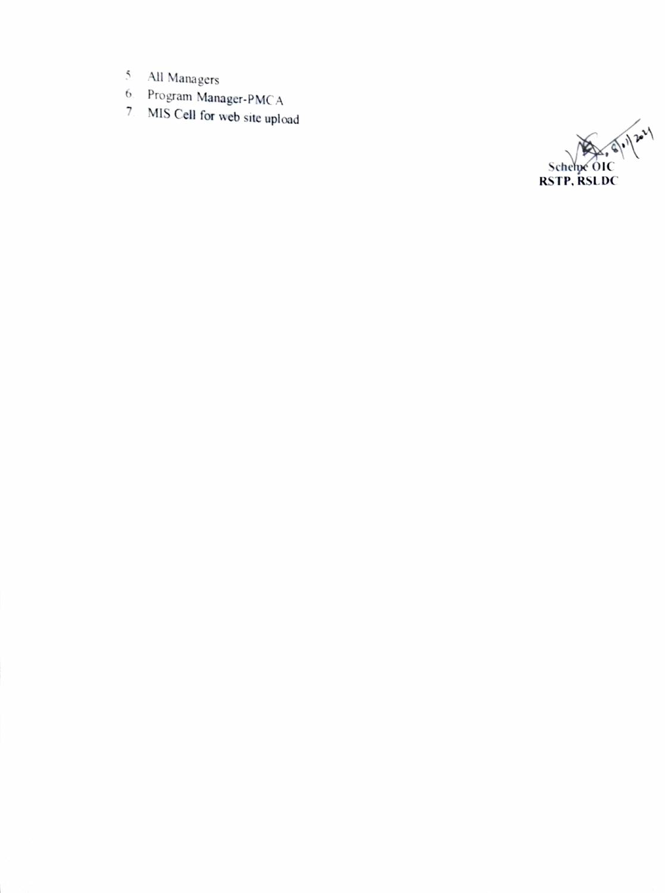5. All Managers
6. Program Manager-PMCA
7. MIS Cell for web site upload

8/1/2021

Scheme OIC
**RSTP, RSLDC**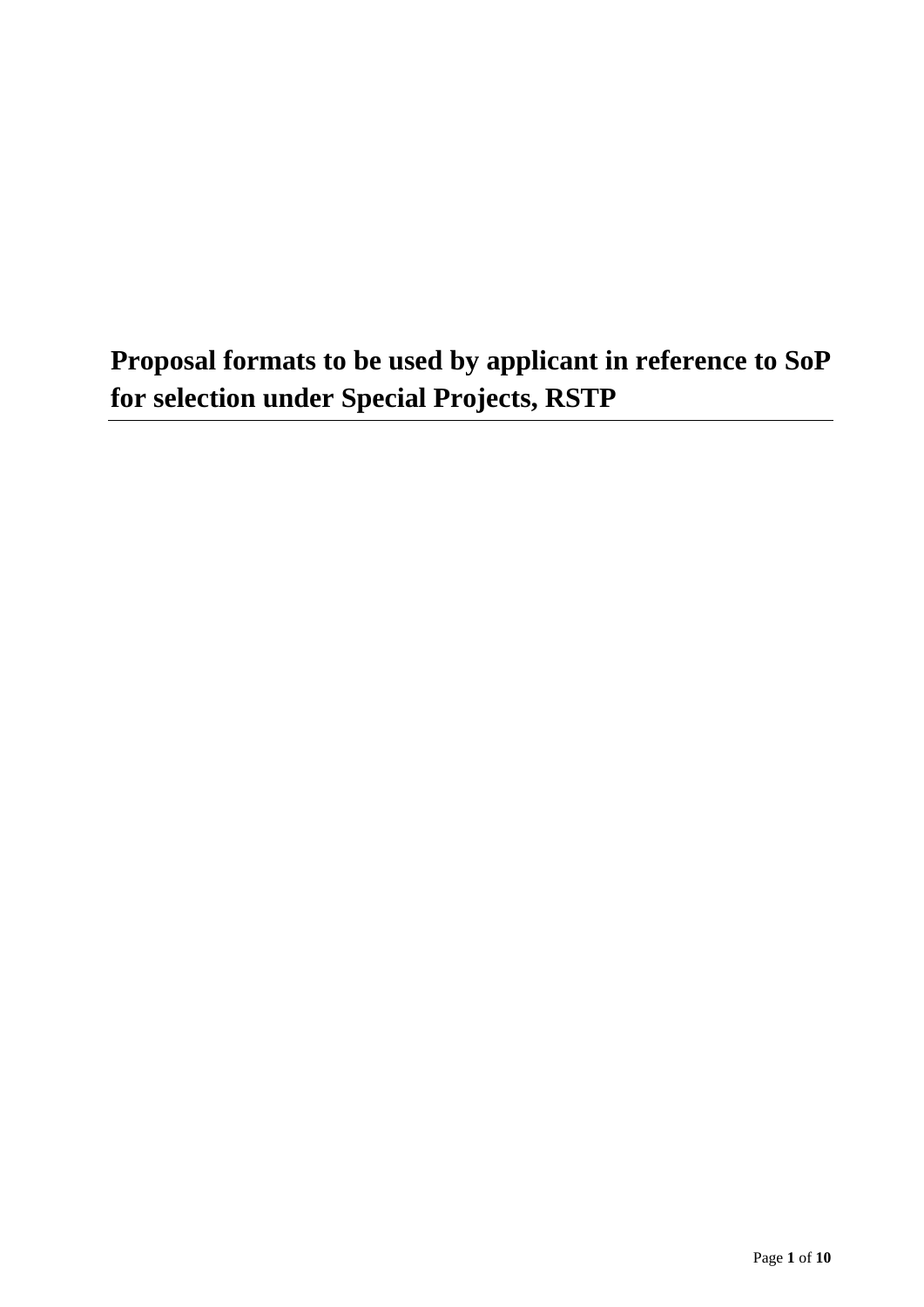# Proposal formats to be used by applicant in reference to SoP for selection under Special Projects, RSTP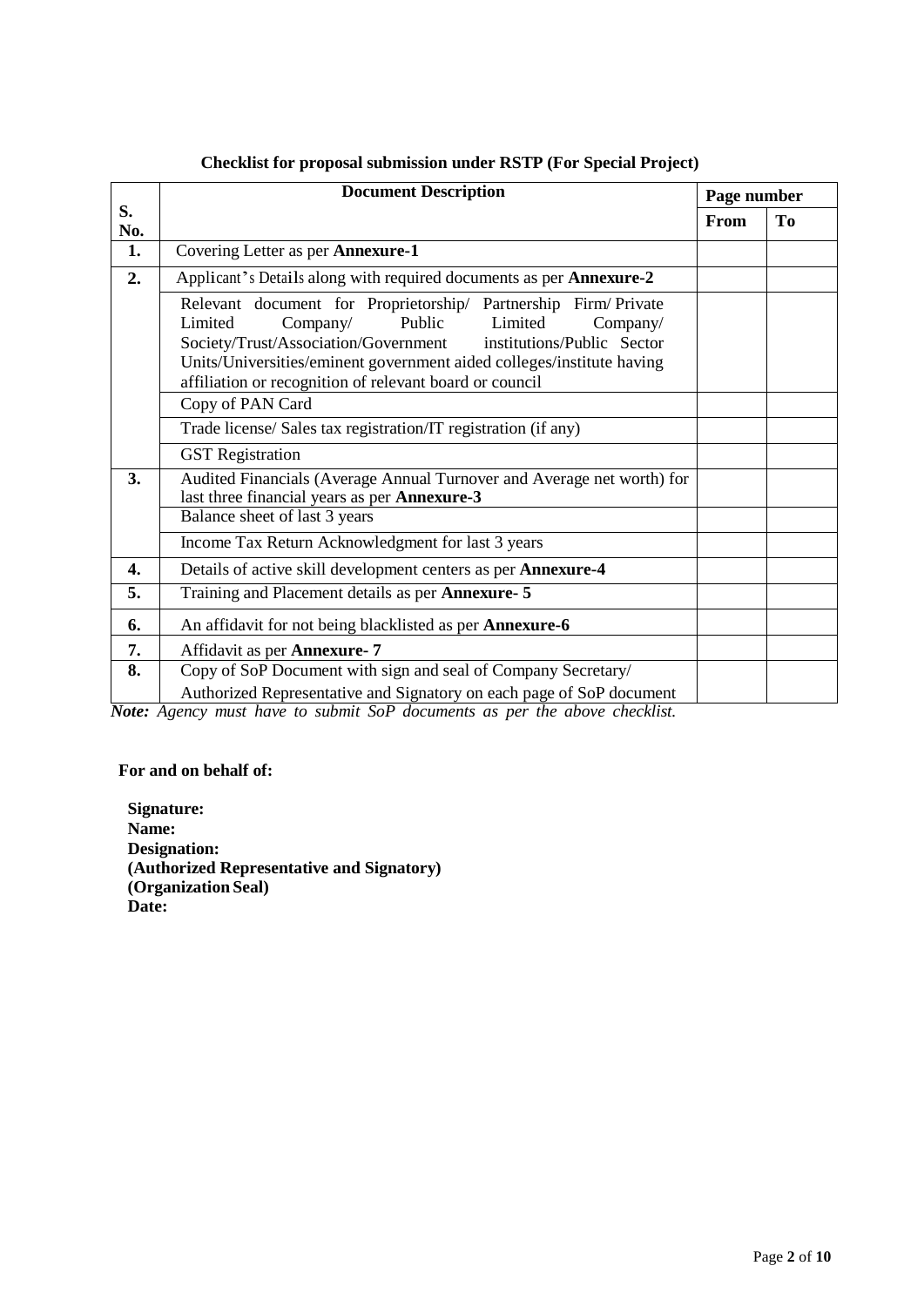### Checklist for proposal submission under RSTP (For Special Project)

| S. No. | Document Description | Page number | |
|---|---|---|---|
| | | From | To |
| 1. | Covering Letter as per **Annexure-1** | | |
| 2. | Applicant's Details along with required documents as per **Annexure-2** | | |
| | Relevant document for Proprietorship/ Partnership Firm/ Private Limited Company/ Public Limited Company/ Society/Trust/Association/Government institutions/Public Sector Units/Universities/eminent government aided colleges/institute having affiliation or recognition of relevant board or council | | |
| | Copy of PAN Card | | |
| | Trade license/ Sales tax registration/IT registration (if any) | | |
| | GST Registration | | |
| 3. | Audited Financials (Average Annual Turnover and Average net worth) for last three financial years as per **Annexure-3** | | |
| | Balance sheet of last 3 years | | |
| | Income Tax Return Acknowledgment for last 3 years | | |
| 4. | Details of active skill development centers as per **Annexure-4** | | |
| 5. | Training and Placement details as per **Annexure- 5** | | |
| 6. | An affidavit for not being blacklisted as per **Annexure-6** | | |
| 7. | Affidavit as per **Annexure- 7** | | |
| 8. | Copy of SoP Document with sign and seal of Company Secretary/ Authorized Representative and Signatory on each page of SoP document | | |

***Note:*** *Agency must have to submit SoP documents as per the above checklist.*

**For and on behalf of:**

**Signature:**
**Name:**
**Designation:**
**(Authorized Representative and Signatory)**
**(Organization Seal)**
**Date:**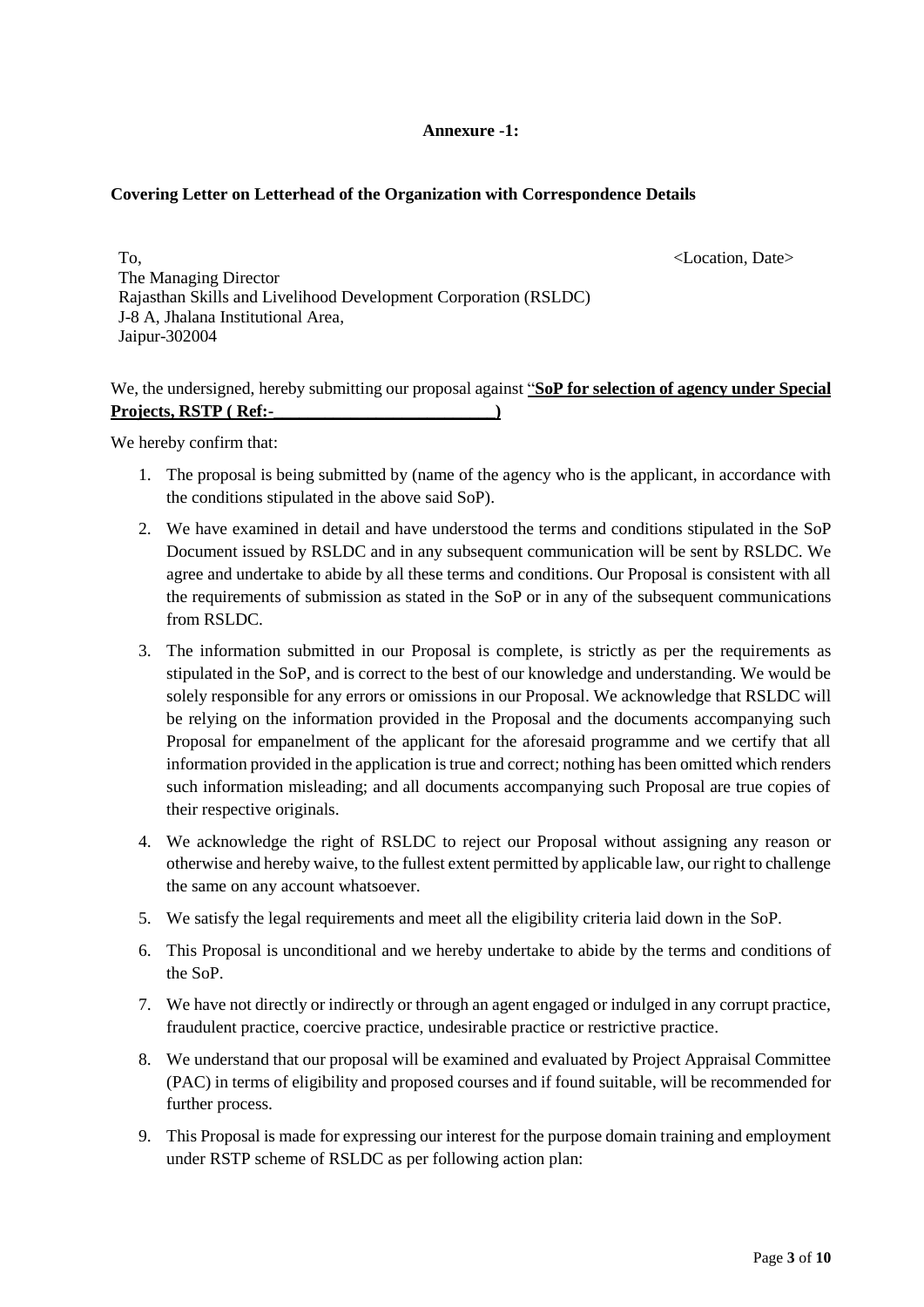**Annexure -1:**

**Covering Letter on Letterhead of the Organization with Correspondence Details**

To, <Location, Date>

The Managing Director
Rajasthan Skills and Livelihood Development Corporation (RSLDC)
J-8 A, Jhalana Institutional Area,
Jaipur-302004

We, the undersigned, hereby submitting our proposal against "**SoP for selection of agency under Special Projects, RSTP ( Ref:-__________________________)**

We hereby confirm that:

1. The proposal is being submitted by (name of the agency who is the applicant, in accordance with the conditions stipulated in the above said SoP).
2. We have examined in detail and have understood the terms and conditions stipulated in the SoP Document issued by RSLDC and in any subsequent communication will be sent by RSLDC. We agree and undertake to abide by all these terms and conditions. Our Proposal is consistent with all the requirements of submission as stated in the SoP or in any of the subsequent communications from RSLDC.
3. The information submitted in our Proposal is complete, is strictly as per the requirements as stipulated in the SoP, and is correct to the best of our knowledge and understanding. We would be solely responsible for any errors or omissions in our Proposal. We acknowledge that RSLDC will be relying on the information provided in the Proposal and the documents accompanying such Proposal for empanelment of the applicant for the aforesaid programme and we certify that all information provided in the application is true and correct; nothing has been omitted which renders such information misleading; and all documents accompanying such Proposal are true copies of their respective originals.
4. We acknowledge the right of RSLDC to reject our Proposal without assigning any reason or otherwise and hereby waive, to the fullest extent permitted by applicable law, our right to challenge the same on any account whatsoever.
5. We satisfy the legal requirements and meet all the eligibility criteria laid down in the SoP.
6. This Proposal is unconditional and we hereby undertake to abide by the terms and conditions of the SoP.
7. We have not directly or indirectly or through an agent engaged or indulged in any corrupt practice, fraudulent practice, coercive practice, undesirable practice or restrictive practice.
8. We understand that our proposal will be examined and evaluated by Project Appraisal Committee (PAC) in terms of eligibility and proposed courses and if found suitable, will be recommended for further process.
9. This Proposal is made for expressing our interest for the purpose domain training and employment under RSTP scheme of RSLDC as per following action plan: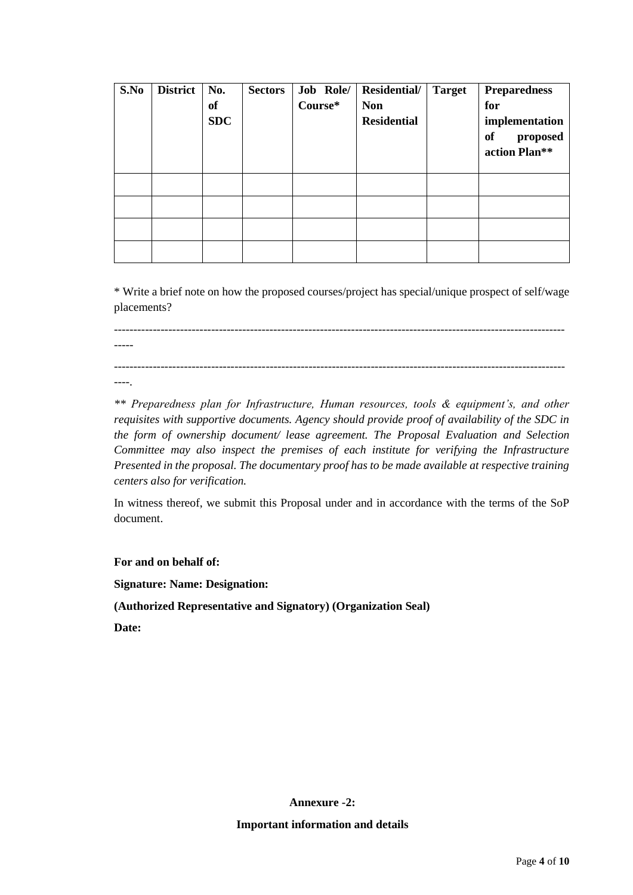| S.No | District | No. of SDC | Sectors | Job Role/ Course* | Residential/ Non Residential | Target | Preparedness for implementation of proposed action Plan** |
|---|---|---|---|---|---|---|---|
| | | | | | | | |
| | | | | | | | |
| | | | | | | | |
| | | | | | | | |

* Write a brief note on how the proposed courses/project has special/unique prospect of self/wage placements?

------------------------------------------------------------------------------------------------------------------------

------------------------------------------------------------------------------------------------------------------------.

*** Preparedness plan for Infrastructure, Human resources, tools & equipment's, and other requisites with supportive documents. Agency should provide proof of availability of the SDC in the form of ownership document/ lease agreement. The Proposal Evaluation and Selection Committee may also inspect the premises of each institute for verifying the Infrastructure Presented in the proposal. The documentary proof has to be made available at respective training centers also for verification.*

In witness thereof, we submit this Proposal under and in accordance with the terms of the SoP document.

**For and on behalf of:**

**Signature: Name: Designation:**

**(Authorized Representative and Signatory) (Organization Seal)**

**Date:**

## Annexure -2:

### Important information and details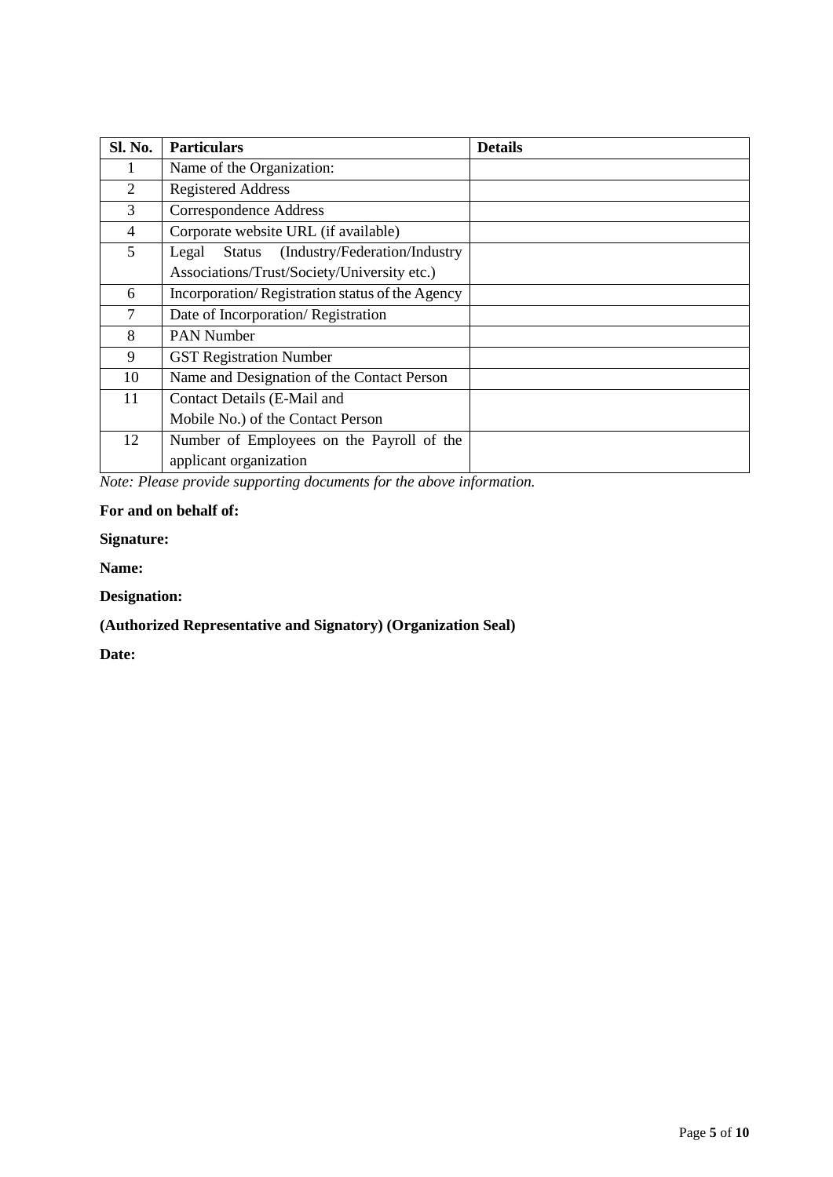| Sl. No. | Particulars | Details |
|---|---|---|
| 1 | Name of the Organization: | |
| 2 | Registered Address | |
| 3 | Correspondence Address | |
| 4 | Corporate website URL (if available) | |
| 5 | Legal Status (Industry/Federation/Industry Associations/Trust/Society/University etc.) | |
| 6 | Incorporation/ Registration status of the Agency | |
| 7 | Date of Incorporation/ Registration | |
| 8 | PAN Number | |
| 9 | GST Registration Number | |
| 10 | Name and Designation of the Contact Person | |
| 11 | Contact Details (E-Mail and Mobile No.) of the Contact Person | |
| 12 | Number of Employees on the Payroll of the applicant organization | |

*Note: Please provide supporting documents for the above information.*

**For and on behalf of:**

**Signature:**

**Name:**

**Designation:**

**(Authorized Representative and Signatory) (Organization Seal)**

**Date:**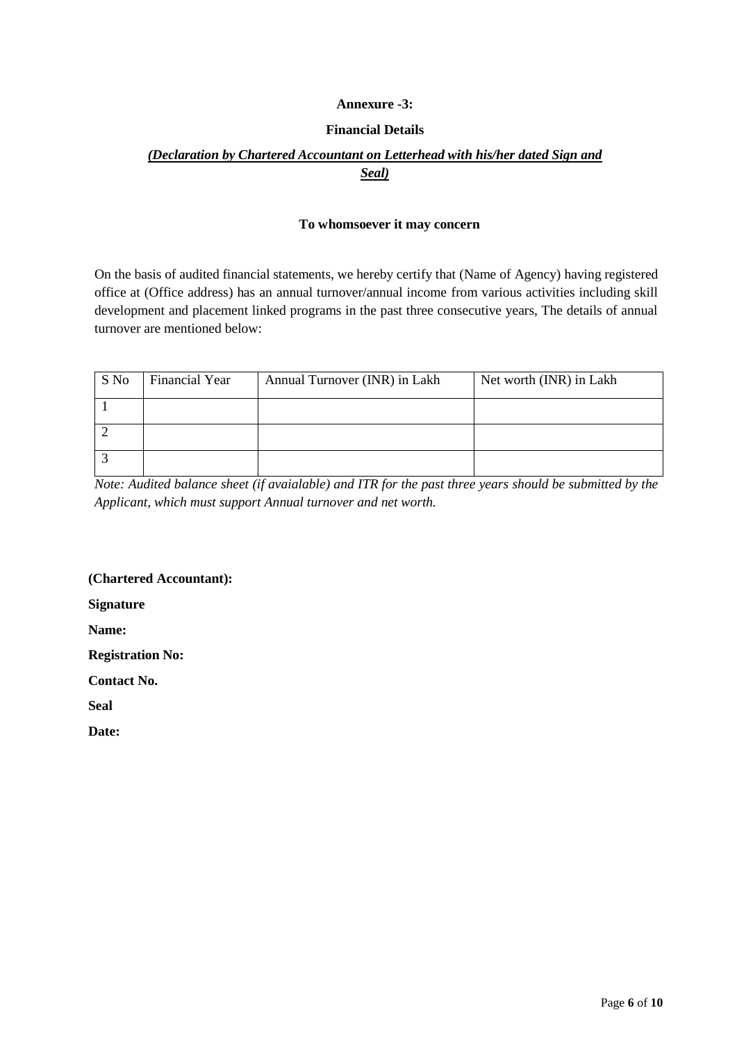**Annexure -3:**

**Financial Details**

***(Declaration by Chartered Accountant on Letterhead with his/her dated Sign and Seal)***

**To whomsoever it may concern**

On the basis of audited financial statements, we hereby certify that (Name of Agency) having registered office at (Office address) has an annual turnover/annual income from various activities including skill development and placement linked programs in the past three consecutive years, The details of annual turnover are mentioned below:

| S No | Financial Year | Annual Turnover (INR) in Lakh | Net worth (INR) in Lakh |
|---|---|---|---|
| 1 | | | |
| 2 | | | |
| 3 | | | |

*Note: Audited balance sheet (if avaialable) and ITR for the past three years should be submitted by the Applicant, which must support Annual turnover and net worth.*

**(Chartered Accountant):**

**Signature**

**Name:**

**Registration No:**

**Contact No.**

**Seal**

**Date:**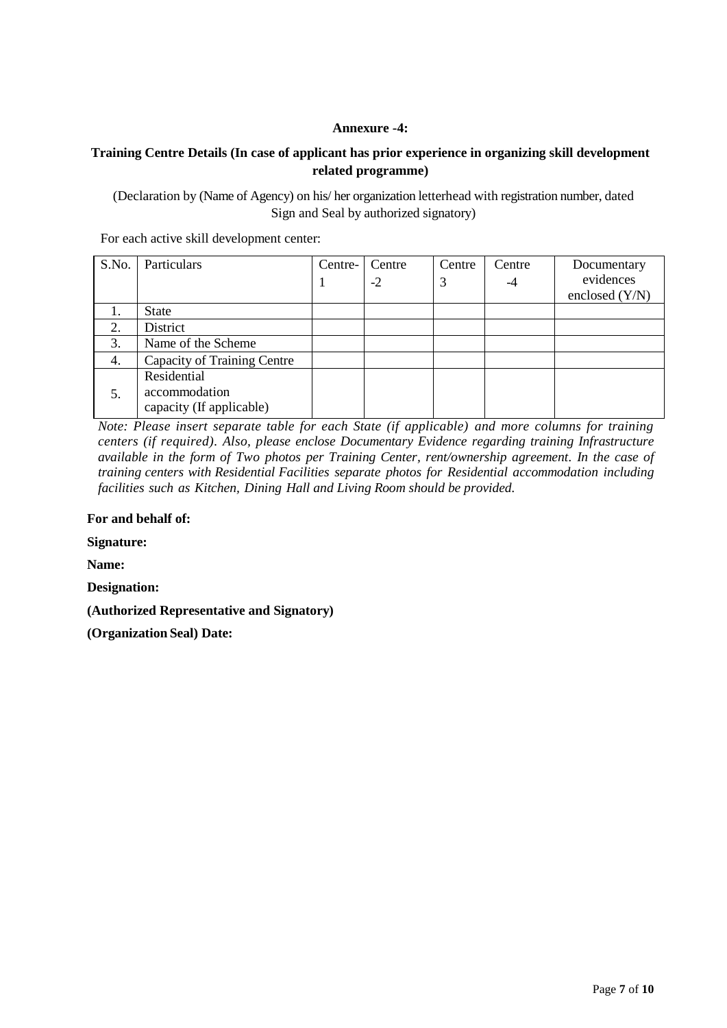**Annexure -4:**

**Training Centre Details (In case of applicant has prior experience in organizing skill development related programme)**

(Declaration by (Name of Agency) on his/ her organization letterhead with registration number, dated Sign and Seal by authorized signatory)

For each active skill development center:

| S.No. | Particulars | Centre-1 | Centre -2 | Centre 3 | Centre -4 | Documentary evidences enclosed (Y/N) |
|---|---|---|---|---|---|---|
| 1. | State | | | | | |
| 2. | District | | | | | |
| 3. | Name of the Scheme | | | | | |
| 4. | Capacity of Training Centre | | | | | |
| 5. | Residential accommodation capacity (If applicable) | | | | | |

*Note: Please insert separate table for each State (if applicable) and more columns for training centers (if required). Also, please enclose Documentary Evidence regarding training Infrastructure available in the form of Two photos per Training Center, rent/ownership agreement. In the case of training centers with Residential Facilities separate photos for Residential accommodation including facilities such as Kitchen, Dining Hall and Living Room should be provided.*

**For and behalf of:**

**Signature:**

**Name:**

**Designation:**

**(Authorized Representative and Signatory)**

**(Organization Seal) Date:**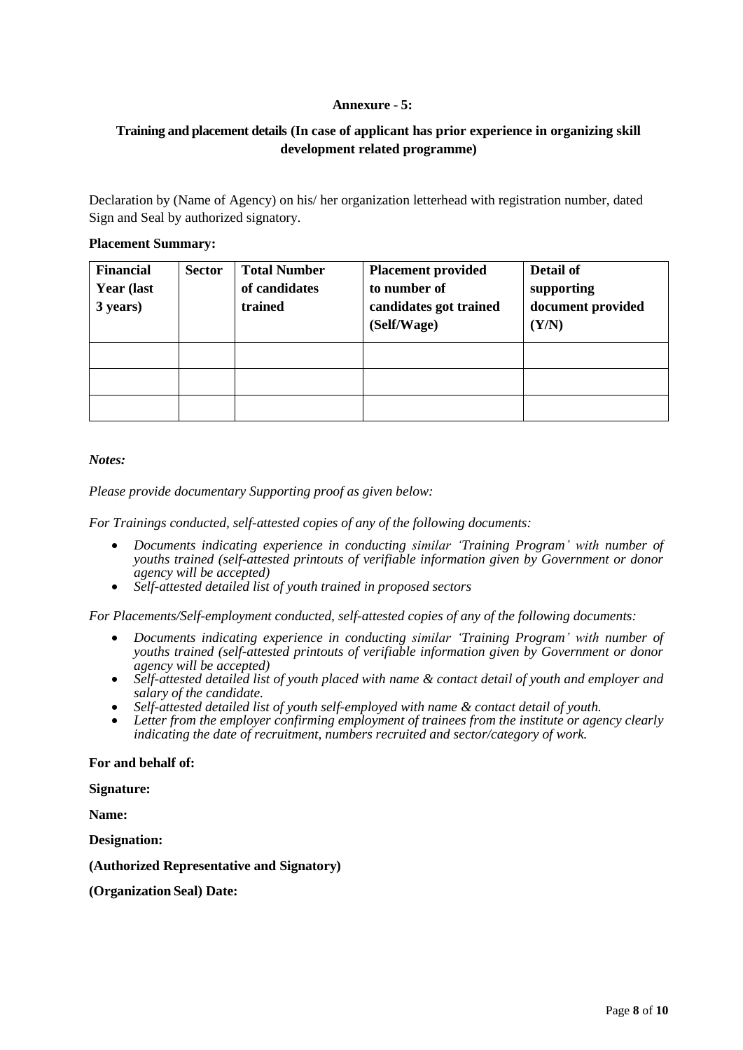**Annexure - 5:**

**Training and placement details (In case of applicant has prior experience in organizing skill development related programme)**

Declaration by (Name of Agency) on his/ her organization letterhead with registration number, dated Sign and Seal by authorized signatory.

**Placement Summary:**

| Financial Year (last 3 years) | Sector | Total Number of candidates trained | Placement provided to number of candidates got trained (Self/Wage) | Detail of supporting document provided (Y/N) |
|---|---|---|---|---|
| | | | | |
| | | | | |
| | | | | |

*Notes:*

*Please provide documentary Supporting proof as given below:*

*For Trainings conducted, self-attested copies of any of the following documents:*

- *Documents indicating experience in conducting similar 'Training Program' with number of youths trained (self-attested printouts of verifiable information given by Government or donor agency will be accepted)*
- *Self-attested detailed list of youth trained in proposed sectors*

*For Placements/Self-employment conducted, self-attested copies of any of the following documents:*

- *Documents indicating experience in conducting similar 'Training Program' with number of youths trained (self-attested printouts of verifiable information given by Government or donor agency will be accepted)*
- *Self-attested detailed list of youth placed with name & contact detail of youth and employer and salary of the candidate.*
- *Self-attested detailed list of youth self-employed with name & contact detail of youth.*
- *Letter from the employer confirming employment of trainees from the institute or agency clearly indicating the date of recruitment, numbers recruited and sector/category of work.*

**For and behalf of:**

**Signature:**

**Name:**

**Designation:**

**(Authorized Representative and Signatory)**

**(Organization Seal) Date:**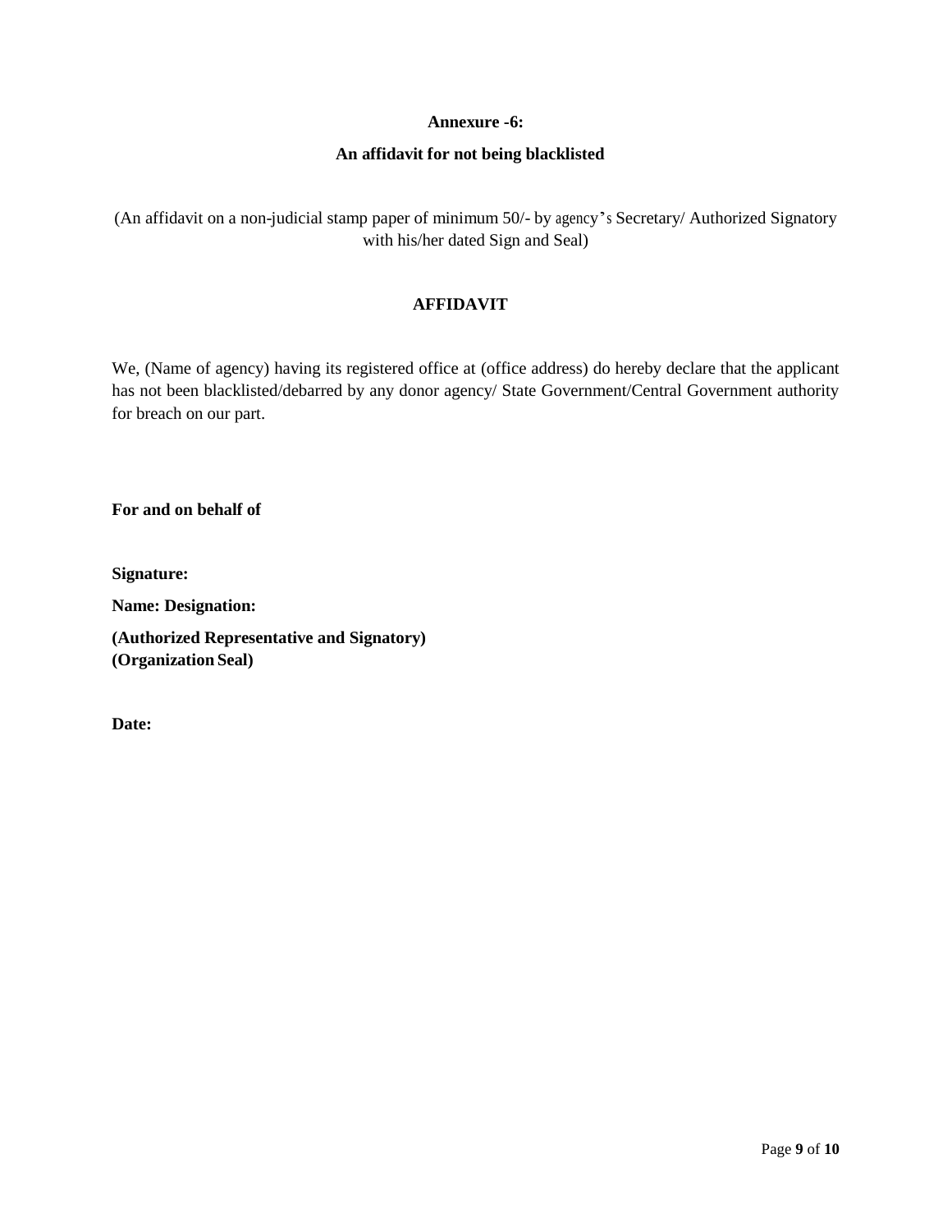**Annexure -6:**

**An affidavit for not being blacklisted**

(An affidavit on a non-judicial stamp paper of minimum 50/- by agency's Secretary/ Authorized Signatory with his/her dated Sign and Seal)

**AFFIDAVIT**

We, (Name of agency) having its registered office at (office address) do hereby declare that the applicant has not been blacklisted/debarred by any donor agency/ State Government/Central Government authority for breach on our part.

**For and on behalf of**

**Signature:**

**Name: Designation:**

**(Authorized Representative and Signatory)**
**(Organization Seal)**

**Date:**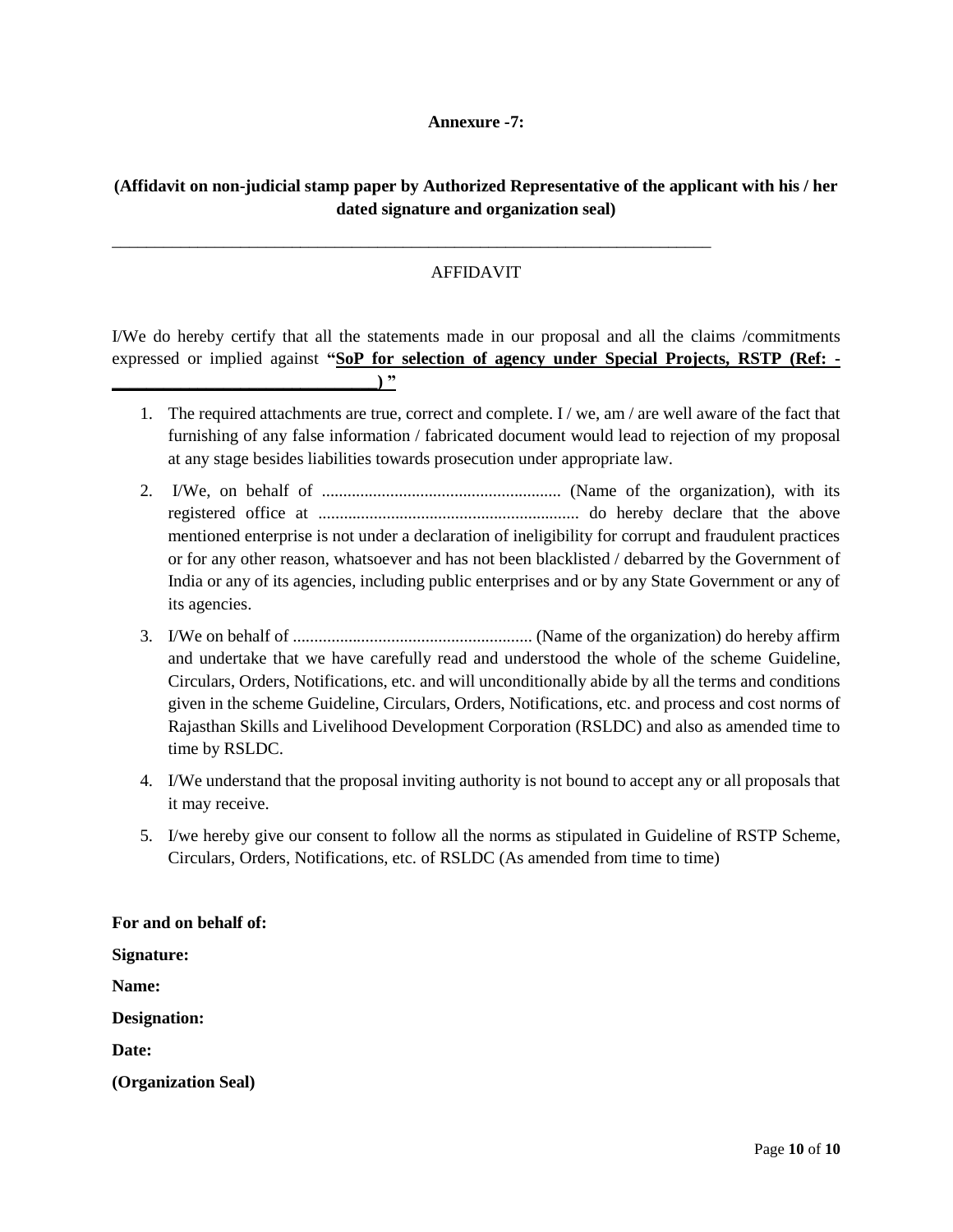**Annexure -7:**

**(Affidavit on non-judicial stamp paper by Authorized Representative of the applicant with his / her dated signature and organization seal)**

---

AFFIDAVIT

I/We do hereby certify that all the statements made in our proposal and all the claims /commitments expressed or implied against **"SoP for selection of agency under Special Projects, RSTP (Ref: - ______________________________) "**

1. The required attachments are true, correct and complete. I / we, am / are well aware of the fact that furnishing of any false information / fabricated document would lead to rejection of my proposal at any stage besides liabilities towards prosecution under appropriate law.
2. I/We, on behalf of ........................................................ (Name of the organization), with its registered office at ............................................................. do hereby declare that the above mentioned enterprise is not under a declaration of ineligibility for corrupt and fraudulent practices or for any other reason, whatsoever and has not been blacklisted / debarred by the Government of India or any of its agencies, including public enterprises and or by any State Government or any of its agencies.
3. I/We on behalf of ........................................................ (Name of the organization) do hereby affirm and undertake that we have carefully read and understood the whole of the scheme Guideline, Circulars, Orders, Notifications, etc. and will unconditionally abide by all the terms and conditions given in the scheme Guideline, Circulars, Orders, Notifications, etc. and process and cost norms of Rajasthan Skills and Livelihood Development Corporation (RSLDC) and also as amended time to time by RSLDC.
4. I/We understand that the proposal inviting authority is not bound to accept any or all proposals that it may receive.
5. I/we hereby give our consent to follow all the norms as stipulated in Guideline of RSTP Scheme, Circulars, Orders, Notifications, etc. of RSLDC (As amended from time to time)

**For and on behalf of:**

**Signature:**

**Name:**

**Designation:**

**Date:**

**(Organization Seal)**